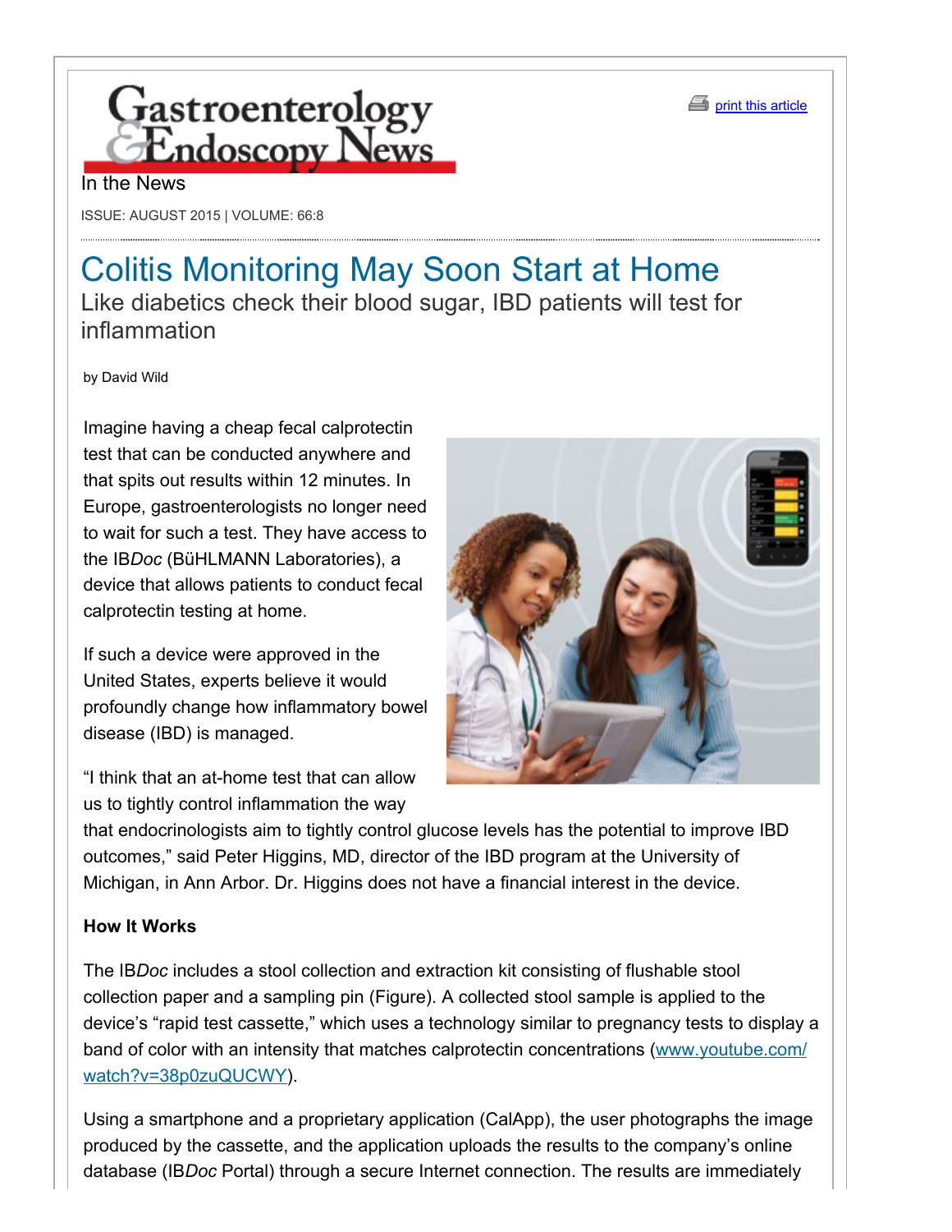# Gastroenterology & Endoscopy News

In the News

ISSUE: AUGUST 2015 | VOLUME: 66:8

## Colitis Monitoring May Soon Start at Home

Like diabetics check their blood sugar, IBD patients will test for inflammation

by David Wild

Imagine having a cheap fecal calprotectin test that can be conducted anywhere and that spits out results within 12 minutes. In Europe, gastroenterologists no longer need to wait for such a test. They have access to the IB*Doc* (BüHLMANN Laboratories), a device that allows patients to conduct fecal calprotectin testing at home.

If such a device were approved in the United States, experts believe it would profoundly change how inflammatory bowel disease (IBD) is managed.

"I think that an at-home test that can allow us to tightly control inflammation the way that endocrinologists aim to tightly control glucose levels has the potential to improve IBD outcomes," said Peter Higgins, MD, director of the IBD program at the University of Michigan, in Ann Arbor. Dr. Higgins does not have a financial interest in the device.

**How It Works**

The IB*Doc* includes a stool collection and extraction kit consisting of flushable stool collection paper and a sampling pin (Figure). A collected stool sample is applied to the device's "rapid test cassette," which uses a technology similar to pregnancy tests to display a band of color with an intensity that matches calprotectin concentrations (www.youtube.com/watch?v=38p0zuQUCWY).

Using a smartphone and a proprietary application (CalApp), the user photographs the image produced by the cassette, and the application uploads the results to the company's online database (IB*Doc* Portal) through a secure Internet connection. The results are immediately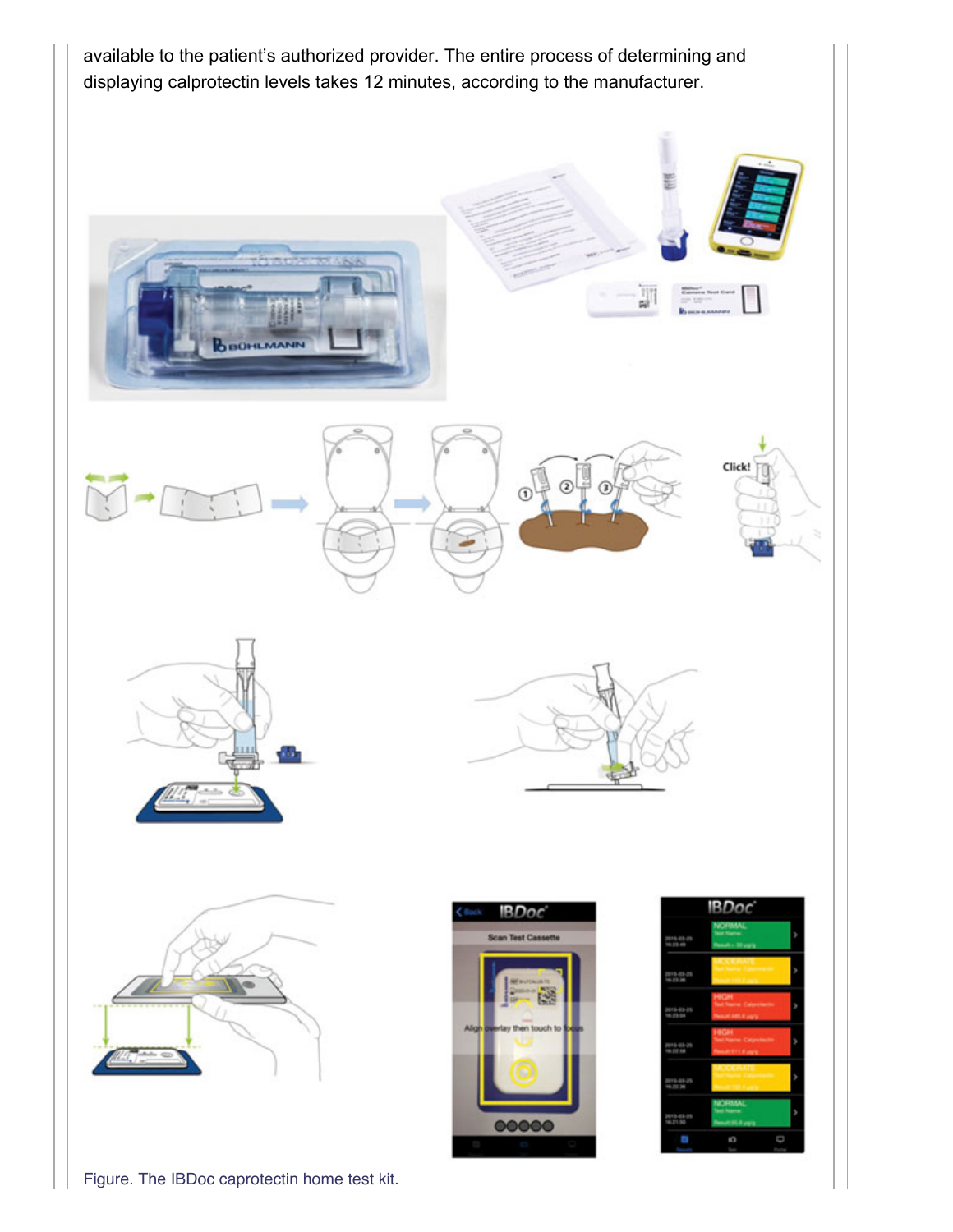available to the patient’s authorized provider. The entire process of determining and displaying calprotectin levels takes 12 minutes, according to the manufacturer.

Figure. The IBDoc caprotectin home test kit.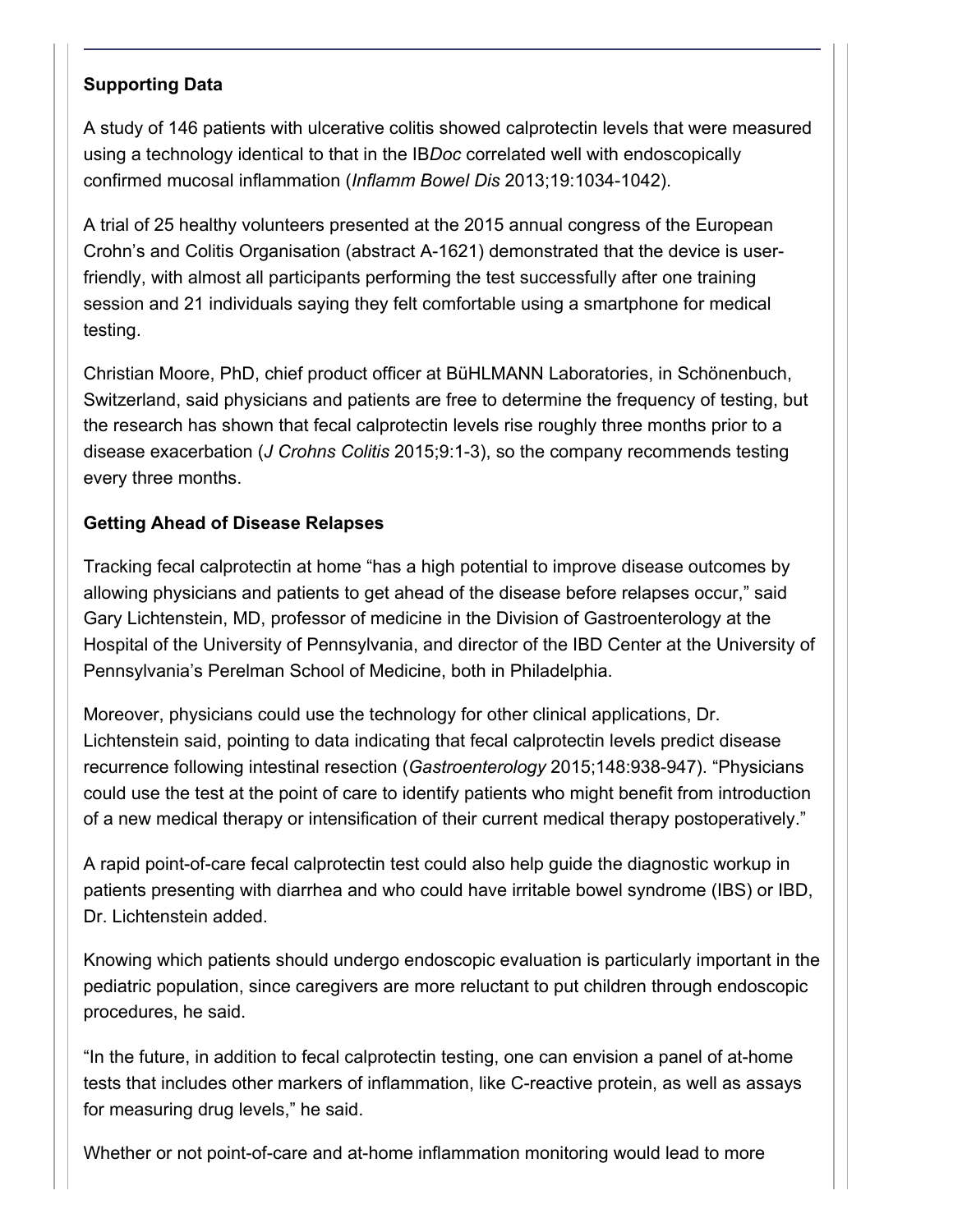**Supporting Data**

A study of 146 patients with ulcerative colitis showed calprotectin levels that were measured using a technology identical to that in the IB*Doc* correlated well with endoscopically confirmed mucosal inflammation (*Inflamm Bowel Dis* 2013;19:1034-1042).

A trial of 25 healthy volunteers presented at the 2015 annual congress of the European Crohn's and Colitis Organisation (abstract A-1621) demonstrated that the device is user-friendly, with almost all participants performing the test successfully after one training session and 21 individuals saying they felt comfortable using a smartphone for medical testing.

Christian Moore, PhD, chief product officer at BüHLMANN Laboratories, in Schönenbuch, Switzerland, said physicians and patients are free to determine the frequency of testing, but the research has shown that fecal calprotectin levels rise roughly three months prior to a disease exacerbation (*J Crohns Colitis* 2015;9:1-3), so the company recommends testing every three months.

**Getting Ahead of Disease Relapses**

Tracking fecal calprotectin at home "has a high potential to improve disease outcomes by allowing physicians and patients to get ahead of the disease before relapses occur," said Gary Lichtenstein, MD, professor of medicine in the Division of Gastroenterology at the Hospital of the University of Pennsylvania, and director of the IBD Center at the University of Pennsylvania's Perelman School of Medicine, both in Philadelphia.

Moreover, physicians could use the technology for other clinical applications, Dr. Lichtenstein said, pointing to data indicating that fecal calprotectin levels predict disease recurrence following intestinal resection (*Gastroenterology* 2015;148:938-947). "Physicians could use the test at the point of care to identify patients who might benefit from introduction of a new medical therapy or intensification of their current medical therapy postoperatively."

A rapid point-of-care fecal calprotectin test could also help guide the diagnostic workup in patients presenting with diarrhea and who could have irritable bowel syndrome (IBS) or IBD, Dr. Lichtenstein added.

Knowing which patients should undergo endoscopic evaluation is particularly important in the pediatric population, since caregivers are more reluctant to put children through endoscopic procedures, he said.

"In the future, in addition to fecal calprotectin testing, one can envision a panel of at-home tests that includes other markers of inflammation, like C-reactive protein, as well as assays for measuring drug levels," he said.

Whether or not point-of-care and at-home inflammation monitoring would lead to more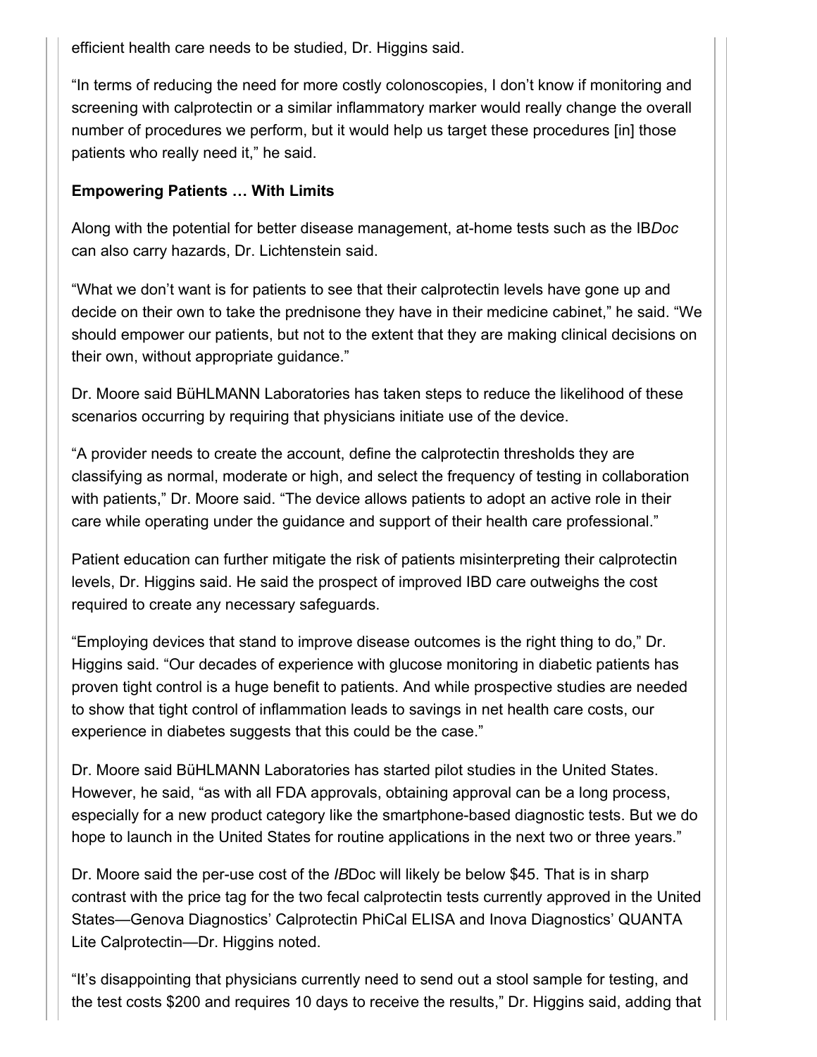efficient health care needs to be studied, Dr. Higgins said.

"In terms of reducing the need for more costly colonoscopies, I don't know if monitoring and screening with calprotectin or a similar inflammatory marker would really change the overall number of procedures we perform, but it would help us target these procedures [in] those patients who really need it," he said.

**Empowering Patients … With Limits**

Along with the potential for better disease management, at-home tests such as the IB*Doc* can also carry hazards, Dr. Lichtenstein said.

"What we don't want is for patients to see that their calprotectin levels have gone up and decide on their own to take the prednisone they have in their medicine cabinet," he said. "We should empower our patients, but not to the extent that they are making clinical decisions on their own, without appropriate guidance."

Dr. Moore said BüHLMANN Laboratories has taken steps to reduce the likelihood of these scenarios occurring by requiring that physicians initiate use of the device.

"A provider needs to create the account, define the calprotectin thresholds they are classifying as normal, moderate or high, and select the frequency of testing in collaboration with patients," Dr. Moore said. "The device allows patients to adopt an active role in their care while operating under the guidance and support of their health care professional."

Patient education can further mitigate the risk of patients misinterpreting their calprotectin levels, Dr. Higgins said. He said the prospect of improved IBD care outweighs the cost required to create any necessary safeguards.

"Employing devices that stand to improve disease outcomes is the right thing to do," Dr. Higgins said. "Our decades of experience with glucose monitoring in diabetic patients has proven tight control is a huge benefit to patients. And while prospective studies are needed to show that tight control of inflammation leads to savings in net health care costs, our experience in diabetes suggests that this could be the case."

Dr. Moore said BüHLMANN Laboratories has started pilot studies in the United States. However, he said, "as with all FDA approvals, obtaining approval can be a long process, especially for a new product category like the smartphone-based diagnostic tests. But we do hope to launch in the United States for routine applications in the next two or three years."

Dr. Moore said the per-use cost of the *IB*Doc will likely be below $45. That is in sharp contrast with the price tag for the two fecal calprotectin tests currently approved in the United States—Genova Diagnostics' Calprotectin PhiCal ELISA and Inova Diagnostics' QUANTA Lite Calprotectin—Dr. Higgins noted.

"It's disappointing that physicians currently need to send out a stool sample for testing, and the test costs $200 and requires 10 days to receive the results," Dr. Higgins said, adding that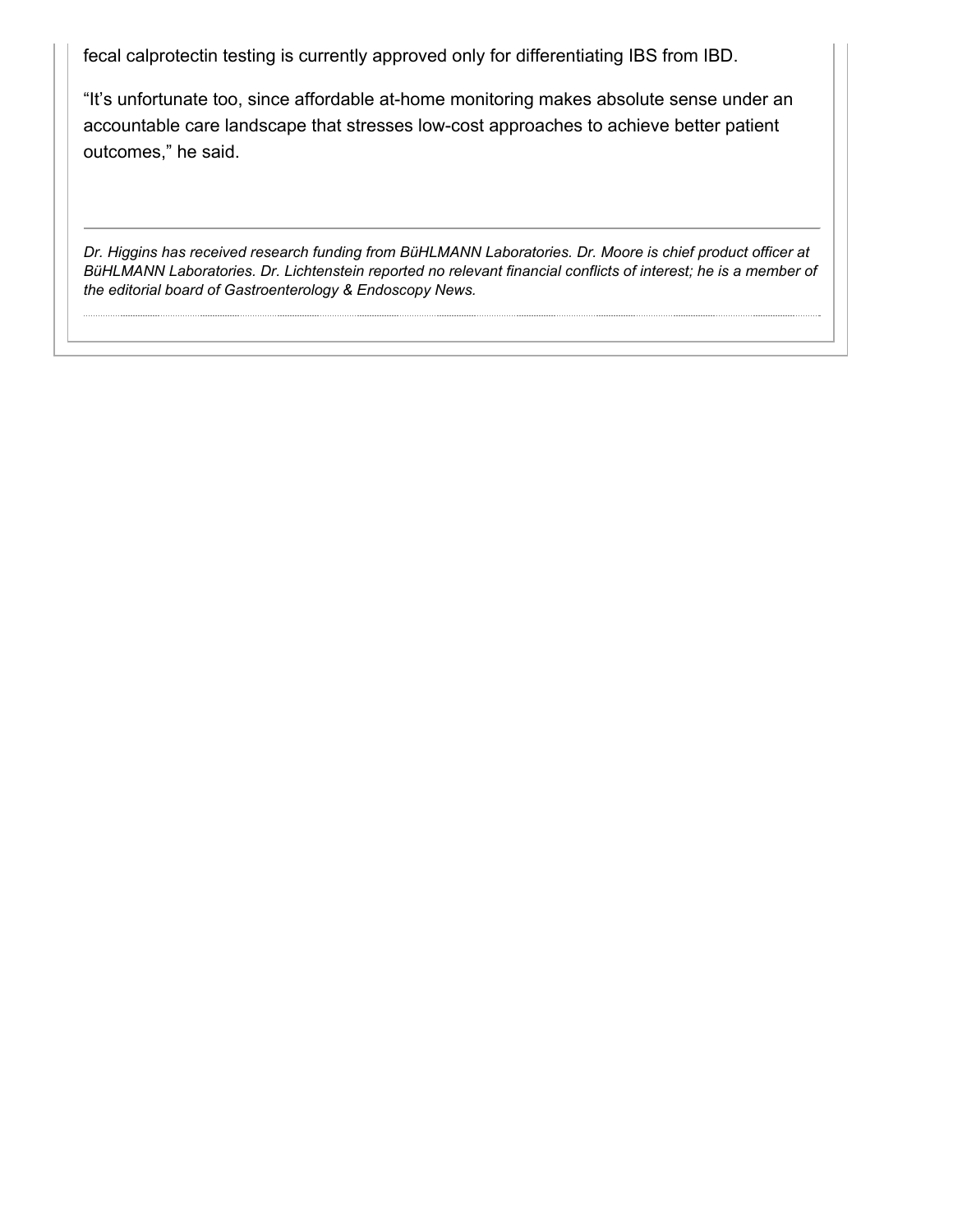fecal calprotectin testing is currently approved only for differentiating IBS from IBD.

"It's unfortunate too, since affordable at-home monitoring makes absolute sense under an accountable care landscape that stresses low-cost approaches to achieve better patient outcomes," he said.

---

*Dr. Higgins has received research funding from BüHLMANN Laboratories. Dr. Moore is chief product officer at BüHLMANN Laboratories. Dr. Lichtenstein reported no relevant financial conflicts of interest; he is a member of the editorial board of Gastroenterology & Endoscopy News.*